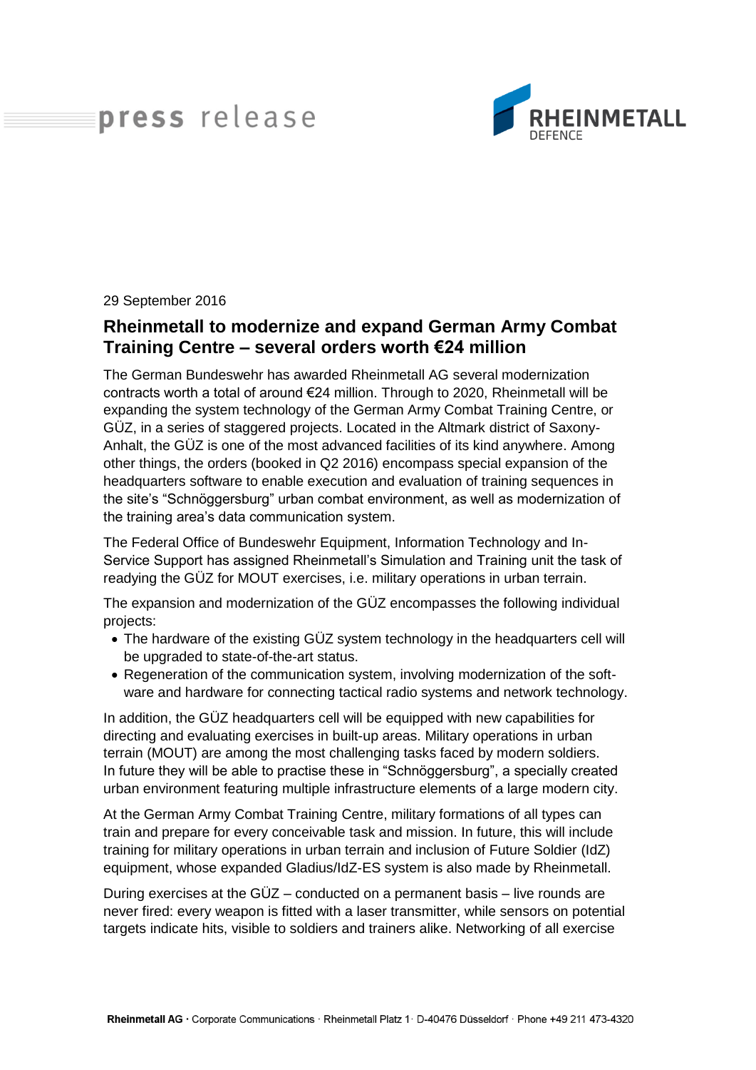press release

RHEINMETALL DEFENCE

29 September 2016

## Rheinmetall to modernize and expand German Army Combat Training Centre – several orders worth €24 million

The German Bundeswehr has awarded Rheinmetall AG several modernization contracts worth a total of around €24 million. Through to 2020, Rheinmetall will be expanding the system technology of the German Army Combat Training Centre, or GÜZ, in a series of staggered projects. Located in the Altmark district of Saxony-Anhalt, the GÜZ is one of the most advanced facilities of its kind anywhere. Among other things, the orders (booked in Q2 2016) encompass special expansion of the headquarters software to enable execution and evaluation of training sequences in the site's "Schnöggersburg" urban combat environment, as well as modernization of the training area's data communication system.

The Federal Office of Bundeswehr Equipment, Information Technology and In-Service Support has assigned Rheinmetall's Simulation and Training unit the task of readying the GÜZ for MOUT exercises, i.e. military operations in urban terrain.

The expansion and modernization of the GÜZ encompasses the following individual projects:

- The hardware of the existing GÜZ system technology in the headquarters cell will be upgraded to state-of-the-art status.
- Regeneration of the communication system, involving modernization of the software and hardware for connecting tactical radio systems and network technology.

In addition, the GÜZ headquarters cell will be equipped with new capabilities for directing and evaluating exercises in built-up areas. Military operations in urban terrain (MOUT) are among the most challenging tasks faced by modern soldiers. In future they will be able to practise these in "Schnöggersburg", a specially created urban environment featuring multiple infrastructure elements of a large modern city.

At the German Army Combat Training Centre, military formations of all types can train and prepare for every conceivable task and mission. In future, this will include training for military operations in urban terrain and inclusion of Future Soldier (IdZ) equipment, whose expanded Gladius/IdZ-ES system is also made by Rheinmetall.

During exercises at the GÜZ – conducted on a permanent basis – live rounds are never fired: every weapon is fitted with a laser transmitter, while sensors on potential targets indicate hits, visible to soldiers and trainers alike. Networking of all exercise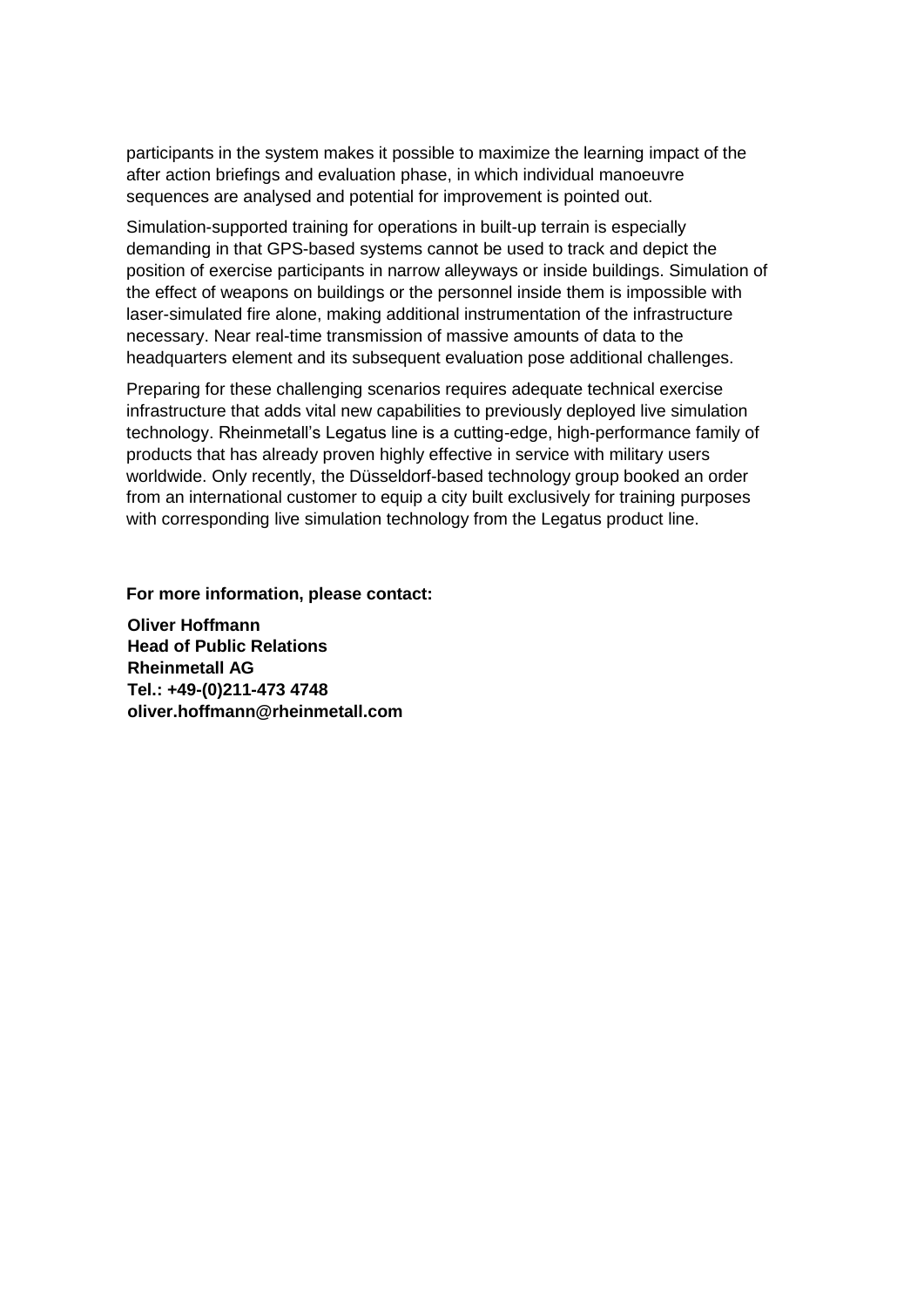participants in the system makes it possible to maximize the learning impact of the after action briefings and evaluation phase, in which individual manoeuvre sequences are analysed and potential for improvement is pointed out.

Simulation-supported training for operations in built-up terrain is especially demanding in that GPS-based systems cannot be used to track and depict the position of exercise participants in narrow alleyways or inside buildings. Simulation of the effect of weapons on buildings or the personnel inside them is impossible with laser-simulated fire alone, making additional instrumentation of the infrastructure necessary. Near real-time transmission of massive amounts of data to the headquarters element and its subsequent evaluation pose additional challenges.

Preparing for these challenging scenarios requires adequate technical exercise infrastructure that adds vital new capabilities to previously deployed live simulation technology. Rheinmetall's Legatus line is a cutting-edge, high-performance family of products that has already proven highly effective in service with military users worldwide. Only recently, the Düsseldorf-based technology group booked an order from an international customer to equip a city built exclusively for training purposes with corresponding live simulation technology from the Legatus product line.

**For more information, please contact:**

**Oliver Hoffmann**
**Head of Public Relations**
**Rheinmetall AG**
**Tel.: +49-(0)211-473 4748**
**oliver.hoffmann@rheinmetall.com**